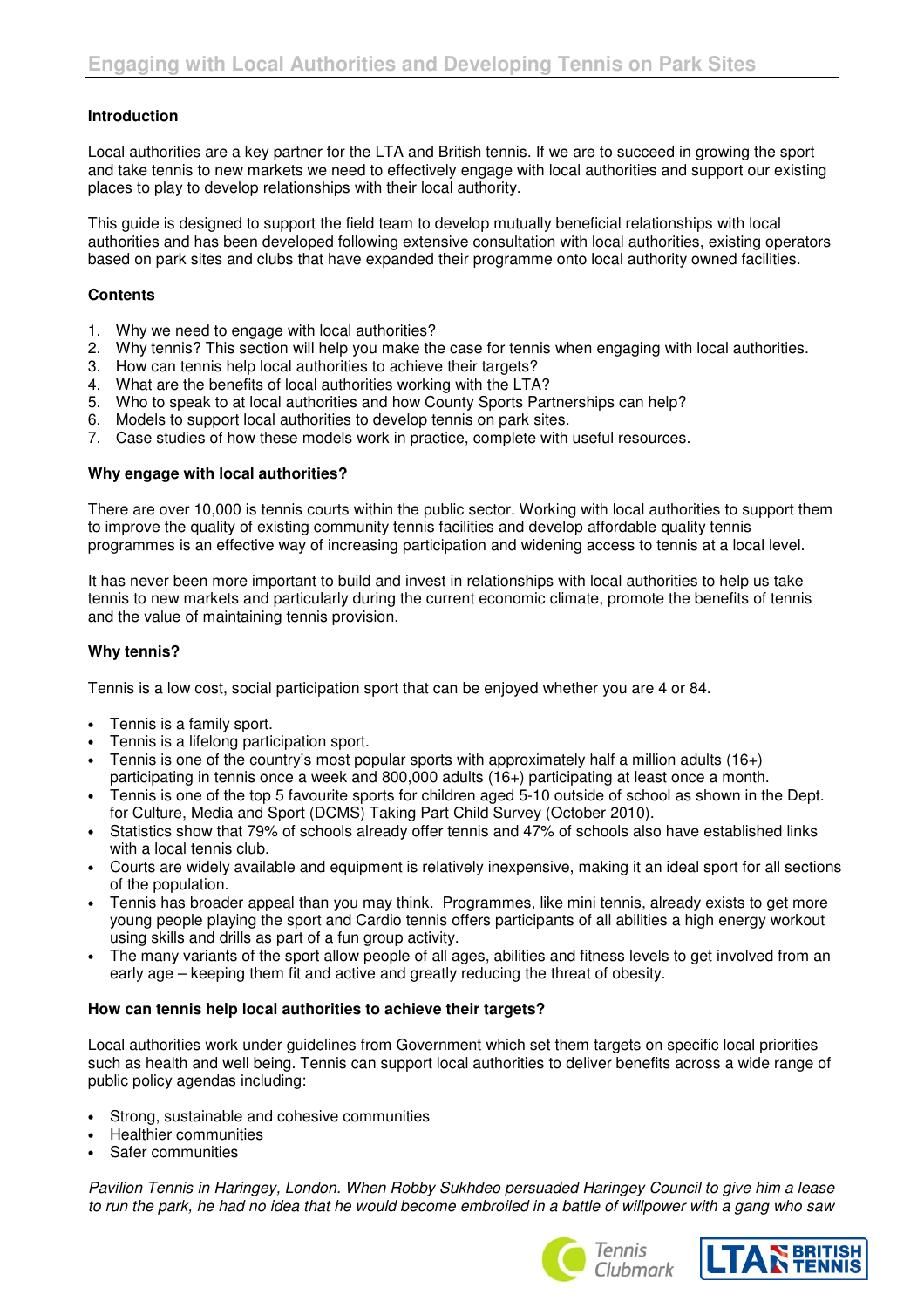# Engaging with Local Authorities and Developing Tennis on Park Sites

## Introduction

Local authorities are a key partner for the LTA and British tennis. If we are to succeed in growing the sport and take tennis to new markets we need to effectively engage with local authorities and support our existing places to play to develop relationships with their local authority.

This guide is designed to support the field team to develop mutually beneficial relationships with local authorities and has been developed following extensive consultation with local authorities, existing operators based on park sites and clubs that have expanded their programme onto local authority owned facilities.

## Contents

1. Why we need to engage with local authorities?
2. Why tennis? This section will help you make the case for tennis when engaging with local authorities.
3. How can tennis help local authorities to achieve their targets?
4. What are the benefits of local authorities working with the LTA?
5. Who to speak to at local authorities and how County Sports Partnerships can help?
6. Models to support local authorities to develop tennis on park sites.
7. Case studies of how these models work in practice, complete with useful resources.

## Why engage with local authorities?

There are over 10,000 is tennis courts within the public sector. Working with local authorities to support them to improve the quality of existing community tennis facilities and develop affordable quality tennis programmes is an effective way of increasing participation and widening access to tennis at a local level.

It has never been more important to build and invest in relationships with local authorities to help us take tennis to new markets and particularly during the current economic climate, promote the benefits of tennis and the value of maintaining tennis provision.

## Why tennis?

Tennis is a low cost, social participation sport that can be enjoyed whether you are 4 or 84.

- Tennis is a family sport.
- Tennis is a lifelong participation sport.
- Tennis is one of the country's most popular sports with approximately half a million adults (16+) participating in tennis once a week and 800,000 adults (16+) participating at least once a month.
- Tennis is one of the top 5 favourite sports for children aged 5-10 outside of school as shown in the Dept. for Culture, Media and Sport (DCMS) Taking Part Child Survey (October 2010).
- Statistics show that 79% of schools already offer tennis and 47% of schools also have established links with a local tennis club.
- Courts are widely available and equipment is relatively inexpensive, making it an ideal sport for all sections of the population.
- Tennis has broader appeal than you may think. Programmes, like mini tennis, already exists to get more young people playing the sport and Cardio tennis offers participants of all abilities a high energy workout using skills and drills as part of a fun group activity.
- The many variants of the sport allow people of all ages, abilities and fitness levels to get involved from an early age – keeping them fit and active and greatly reducing the threat of obesity.

## How can tennis help local authorities to achieve their targets?

Local authorities work under guidelines from Government which set them targets on specific local priorities such as health and well being. Tennis can support local authorities to deliver benefits across a wide range of public policy agendas including:

- Strong, sustainable and cohesive communities
- Healthier communities
- Safer communities

*Pavilion Tennis in Haringey, London. When Robby Sukhdeo persuaded Haringey Council to give him a lease to run the park, he had no idea that he would become embroiled in a battle of willpower with a gang who saw*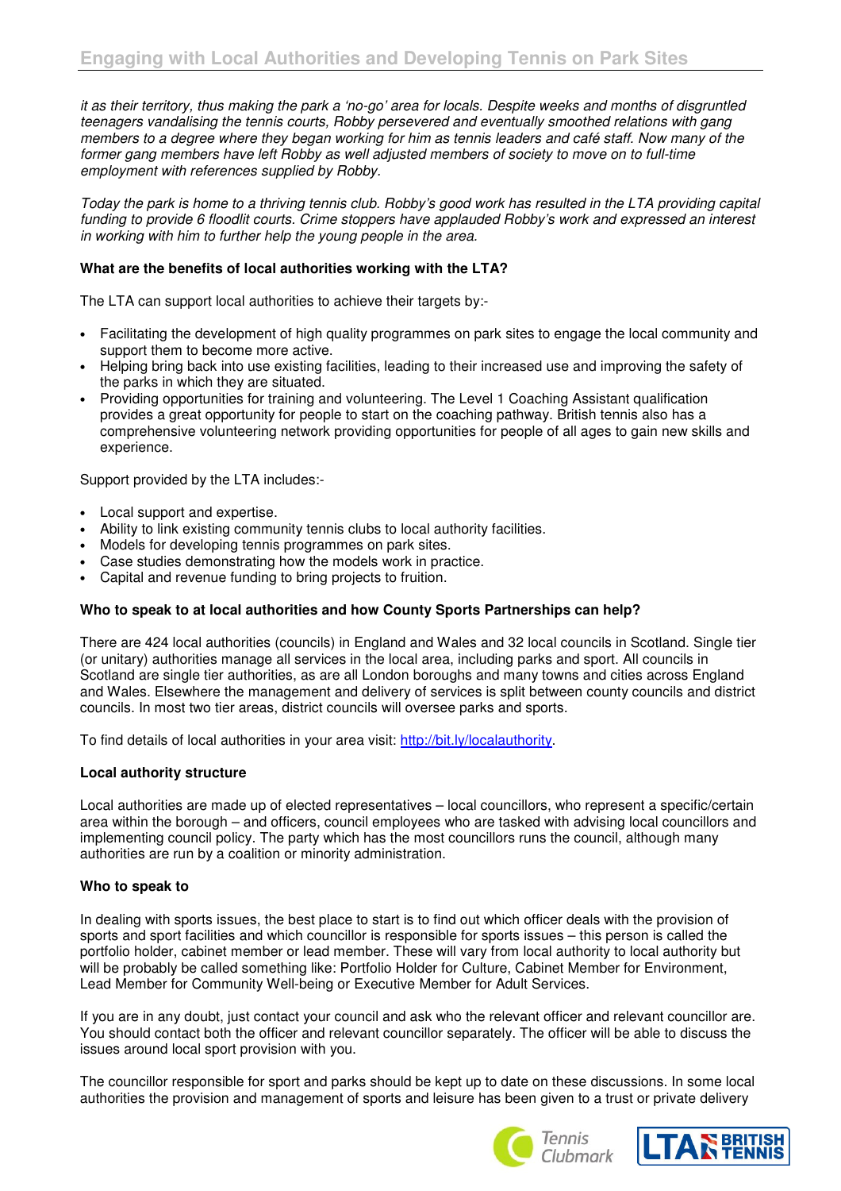*it as their territory, thus making the park a 'no-go' area for locals. Despite weeks and months of disgruntled teenagers vandalising the tennis courts, Robby persevered and eventually smoothed relations with gang members to a degree where they began working for him as tennis leaders and café staff. Now many of the former gang members have left Robby as well adjusted members of society to move on to full-time employment with references supplied by Robby.*

*Today the park is home to a thriving tennis club. Robby's good work has resulted in the LTA providing capital funding to provide 6 floodlit courts. Crime stoppers have applauded Robby's work and expressed an interest in working with him to further help the young people in the area.*

**What are the benefits of local authorities working with the LTA?**

The LTA can support local authorities to achieve their targets by:-

- Facilitating the development of high quality programmes on park sites to engage the local community and support them to become more active.
- Helping bring back into use existing facilities, leading to their increased use and improving the safety of the parks in which they are situated.
- Providing opportunities for training and volunteering. The Level 1 Coaching Assistant qualification provides a great opportunity for people to start on the coaching pathway. British tennis also has a comprehensive volunteering network providing opportunities for people of all ages to gain new skills and experience.

Support provided by the LTA includes:-

- Local support and expertise.
- Ability to link existing community tennis clubs to local authority facilities.
- Models for developing tennis programmes on park sites.
- Case studies demonstrating how the models work in practice.
- Capital and revenue funding to bring projects to fruition.

**Who to speak to at local authorities and how County Sports Partnerships can help?**

There are 424 local authorities (councils) in England and Wales and 32 local councils in Scotland. Single tier (or unitary) authorities manage all services in the local area, including parks and sport. All councils in Scotland are single tier authorities, as are all London boroughs and many towns and cities across England and Wales. Elsewhere the management and delivery of services is split between county councils and district councils. In most two tier areas, district councils will oversee parks and sports.

To find details of local authorities in your area visit: http://bit.ly/localauthority.

**Local authority structure**

Local authorities are made up of elected representatives – local councillors, who represent a specific/certain area within the borough – and officers, council employees who are tasked with advising local councillors and implementing council policy. The party which has the most councillors runs the council, although many authorities are run by a coalition or minority administration.

**Who to speak to**

In dealing with sports issues, the best place to start is to find out which officer deals with the provision of sports and sport facilities and which councillor is responsible for sports issues – this person is called the portfolio holder, cabinet member or lead member. These will vary from local authority to local authority but will be probably be called something like: Portfolio Holder for Culture, Cabinet Member for Environment, Lead Member for Community Well-being or Executive Member for Adult Services.

If you are in any doubt, just contact your council and ask who the relevant officer and relevant councillor are. You should contact both the officer and relevant councillor separately. The officer will be able to discuss the issues around local sport provision with you.

The councillor responsible for sport and parks should be kept up to date on these discussions. In some local authorities the provision and management of sports and leisure has been given to a trust or private delivery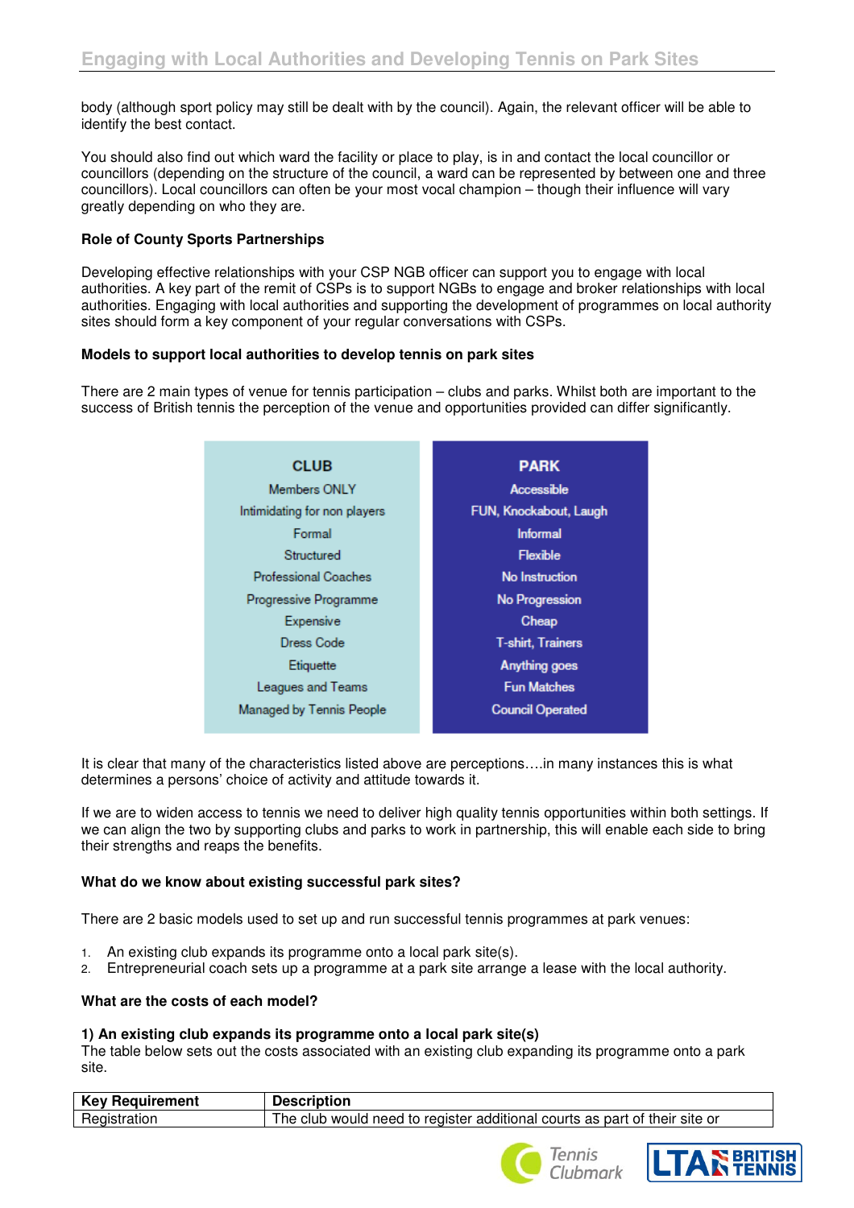body (although sport policy may still be dealt with by the council). Again, the relevant officer will be able to identify the best contact.

You should also find out which ward the facility or place to play, is in and contact the local councillor or councillors (depending on the structure of the council, a ward can be represented by between one and three councillors). Local councillors can often be your most vocal champion – though their influence will vary greatly depending on who they are.

**Role of County Sports Partnerships**

Developing effective relationships with your CSP NGB officer can support you to engage with local authorities. A key part of the remit of CSPs is to support NGBs to engage and broker relationships with local authorities. Engaging with local authorities and supporting the development of programmes on local authority sites should form a key component of your regular conversations with CSPs.

**Models to support local authorities to develop tennis on park sites**

There are 2 main types of venue for tennis participation – clubs and parks. Whilst both are important to the success of British tennis the perception of the venue and opportunities provided can differ significantly.

| CLUB | PARK |
|---|---|
| Members ONLY | Accessible |
| Intimidating for non players | FUN, Knockabout, Laugh |
| Formal | Informal |
| Structured | Flexible |
| Professional Coaches | No Instruction |
| Progressive Programme | No Progression |
| Expensive | Cheap |
| Dress Code | T-shirt, Trainers |
| Etiquette | Anything goes |
| Leagues and Teams | Fun Matches |
| Managed by Tennis People | Council Operated |

It is clear that many of the characteristics listed above are perceptions….in many instances this is what determines a persons' choice of activity and attitude towards it.

If we are to widen access to tennis we need to deliver high quality tennis opportunities within both settings. If we can align the two by supporting clubs and parks to work in partnership, this will enable each side to bring their strengths and reaps the benefits.

**What do we know about existing successful park sites?**

There are 2 basic models used to set up and run successful tennis programmes at park venues:

1. An existing club expands its programme onto a local park site(s).
2. Entrepreneurial coach sets up a programme at a park site arrange a lease with the local authority.

**What are the costs of each model?**

**1) An existing club expands its programme onto a local park site(s)**
The table below sets out the costs associated with an existing club expanding its programme onto a park site.

| Key Requirement | Description |
|---|---|
| Registration | The club would need to register additional courts as part of their site or |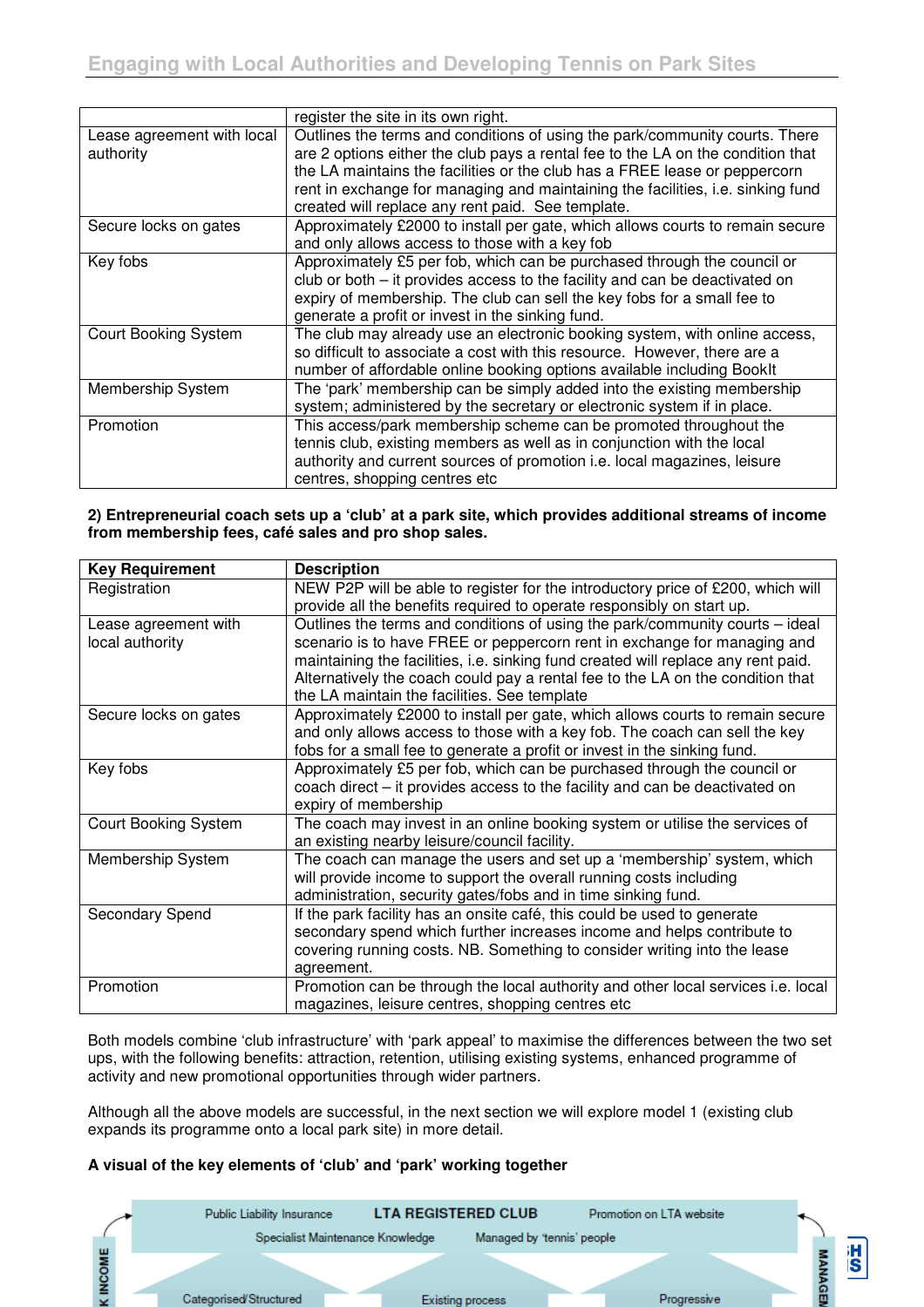| | |
|---|---|
| | register the site in its own right. |
| Lease agreement with local authority | Outlines the terms and conditions of using the park/community courts. There are 2 options either the club pays a rental fee to the LA on the condition that the LA maintains the facilities or the club has a FREE lease or peppercorn rent in exchange for managing and maintaining the facilities, i.e. sinking fund created will replace any rent paid. See template. |
| Secure locks on gates | Approximately £2000 to install per gate, which allows courts to remain secure and only allows access to those with a key fob |
| Key fobs | Approximately £5 per fob, which can be purchased through the council or club or both – it provides access to the facility and can be deactivated on expiry of membership. The club can sell the key fobs for a small fee to generate a profit or invest in the sinking fund. |
| Court Booking System | The club may already use an electronic booking system, with online access, so difficult to associate a cost with this resource. However, there are a number of affordable online booking options available including BookIt |
| Membership System | The 'park' membership can be simply added into the existing membership system; administered by the secretary or electronic system if in place. |
| Promotion | This access/park membership scheme can be promoted throughout the tennis club, existing members as well as in conjunction with the local authority and current sources of promotion i.e. local magazines, leisure centres, shopping centres etc |

**2) Entrepreneurial coach sets up a 'club' at a park site, which provides additional streams of income from membership fees, café sales and pro shop sales.**

| Key Requirement | Description |
|---|---|
| Registration | NEW P2P will be able to register for the introductory price of £200, which will provide all the benefits required to operate responsibly on start up. |
| Lease agreement with local authority | Outlines the terms and conditions of using the park/community courts – ideal scenario is to have FREE or peppercorn rent in exchange for managing and maintaining the facilities, i.e. sinking fund created will replace any rent paid. Alternatively the coach could pay a rental fee to the LA on the condition that the LA maintain the facilities. See template |
| Secure locks on gates | Approximately £2000 to install per gate, which allows courts to remain secure and only allows access to those with a key fob. The coach can sell the key fobs for a small fee to generate a profit or invest in the sinking fund. |
| Key fobs | Approximately £5 per fob, which can be purchased through the council or coach direct – it provides access to the facility and can be deactivated on expiry of membership |
| Court Booking System | The coach may invest in an online booking system or utilise the services of an existing nearby leisure/council facility. |
| Membership System | The coach can manage the users and set up a 'membership' system, which will provide income to support the overall running costs including administration, security gates/fobs and in time sinking fund. |
| Secondary Spend | If the park facility has an onsite café, this could be used to generate secondary spend which further increases income and helps contribute to covering running costs. NB. Something to consider writing into the lease agreement. |
| Promotion | Promotion can be through the local authority and other local services i.e. local magazines, leisure centres, shopping centres etc |

Both models combine 'club infrastructure' with 'park appeal' to maximise the differences between the two set ups, with the following benefits: attraction, retention, utilising existing systems, enhanced programme of activity and new promotional opportunities through wider partners.

Although all the above models are successful, in the next section we will explore model 1 (existing club expands its programme onto a local park site) in more detail.

**A visual of the key elements of 'club' and 'park' working together**

Public Liability Insurance — LTA REGISTERED CLUB — Promotion on LTA website

Specialist Maintenance Knowledge — Managed by 'tennis' people

Categorised/Structured — Existing process — Progressive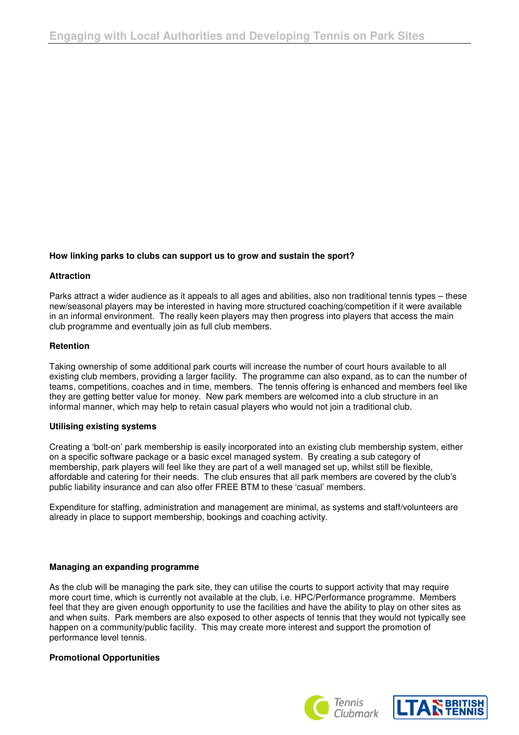**How linking parks to clubs can support us to grow and sustain the sport?**

**Attraction**

Parks attract a wider audience as it appeals to all ages and abilities, also non traditional tennis types – these new/seasonal players may be interested in having more structured coaching/competition if it were available in an informal environment. The really keen players may then progress into players that access the main club programme and eventually join as full club members.

**Retention**

Taking ownership of some additional park courts will increase the number of court hours available to all existing club members, providing a larger facility. The programme can also expand, as to can the number of teams, competitions, coaches and in time, members. The tennis offering is enhanced and members feel like they are getting better value for money. New park members are welcomed into a club structure in an informal manner, which may help to retain casual players who would not join a traditional club.

**Utilising existing systems**

Creating a 'bolt-on' park membership is easily incorporated into an existing club membership system, either on a specific software package or a basic excel managed system. By creating a sub category of membership, park players will feel like they are part of a well managed set up, whilst still be flexible, affordable and catering for their needs. The club ensures that all park members are covered by the club's public liability insurance and can also offer FREE BTM to these 'casual' members.

Expenditure for staffing, administration and management are minimal, as systems and staff/volunteers are already in place to support membership, bookings and coaching activity.

**Managing an expanding programme**

As the club will be managing the park site, they can utilise the courts to support activity that may require more court time, which is currently not available at the club, i.e. HPC/Performance programme. Members feel that they are given enough opportunity to use the facilities and have the ability to play on other sites as and when suits. Park members are also exposed to other aspects of tennis that they would not typically see happen on a community/public facility. This may create more interest and support the promotion of performance level tennis.

**Promotional Opportunities**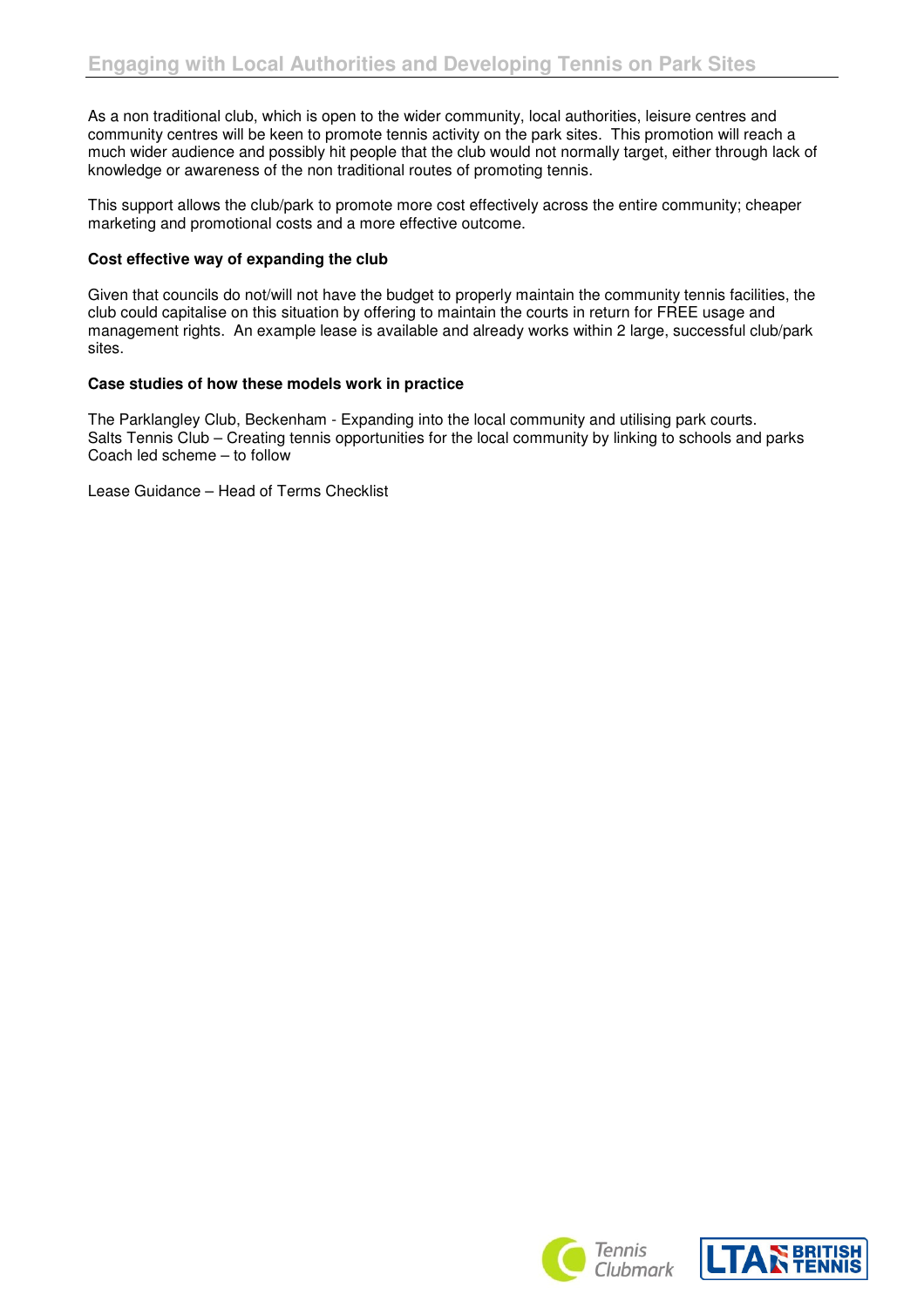## Engaging with Local Authorities and Developing Tennis on Park Sites

As a non traditional club, which is open to the wider community, local authorities, leisure centres and community centres will be keen to promote tennis activity on the park sites. This promotion will reach a much wider audience and possibly hit people that the club would not normally target, either through lack of knowledge or awareness of the non traditional routes of promoting tennis.

This support allows the club/park to promote more cost effectively across the entire community; cheaper marketing and promotional costs and a more effective outcome.

**Cost effective way of expanding the club**

Given that councils do not/will not have the budget to properly maintain the community tennis facilities, the club could capitalise on this situation by offering to maintain the courts in return for FREE usage and management rights. An example lease is available and already works within 2 large, successful club/park sites.

**Case studies of how these models work in practice**

The Parklangley Club, Beckenham - Expanding into the local community and utilising park courts.
Salts Tennis Club – Creating tennis opportunities for the local community by linking to schools and parks
Coach led scheme – to follow

Lease Guidance – Head of Terms Checklist